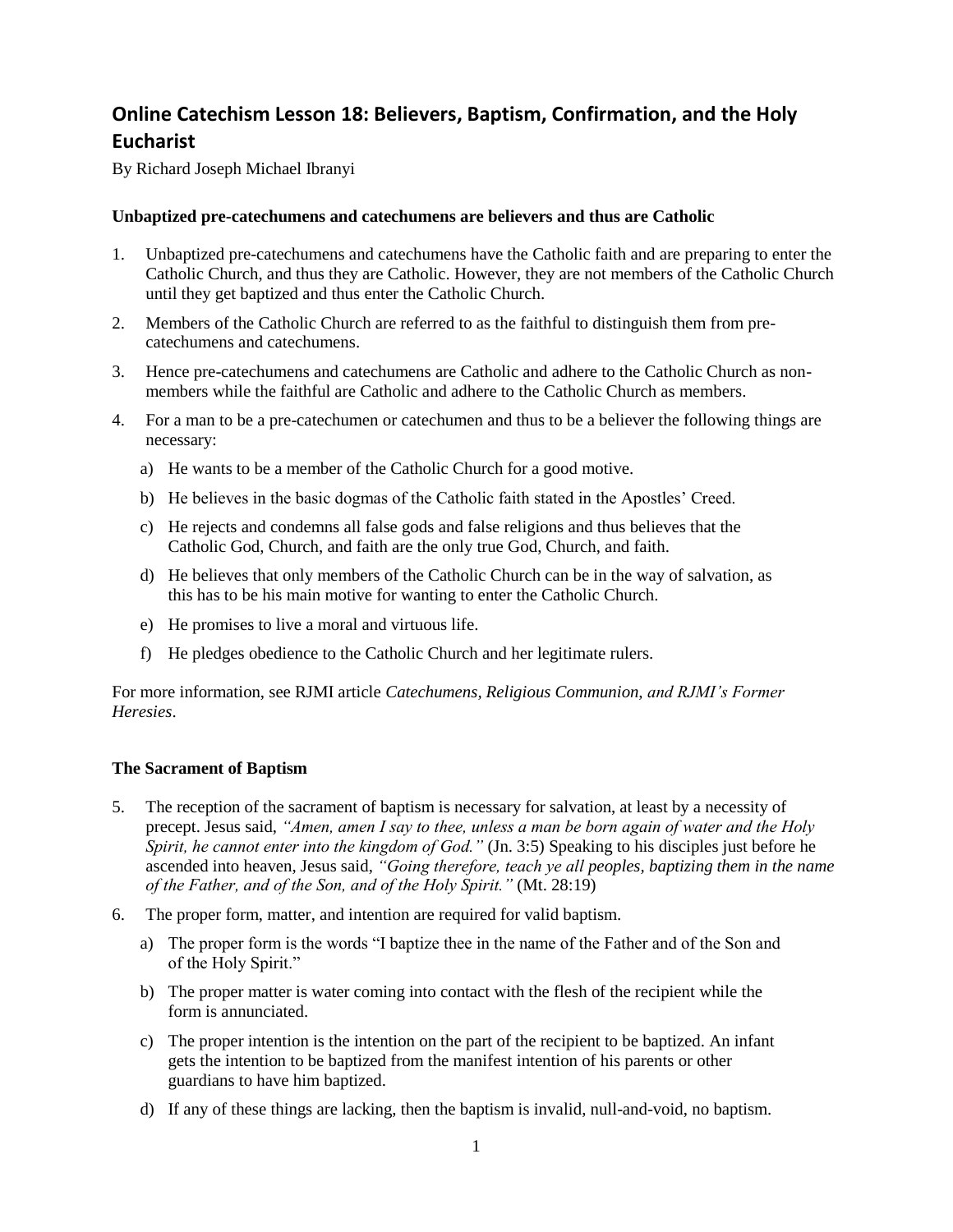# Online Catechism Lesson 18: Believers, Baptism, Confirmation, and the Holy Eucharist

By Richard Joseph Michael Ibranyi

### Unbaptized pre-catechumens and catechumens are believers and thus are Catholic

1. Unbaptized pre-catechumens and catechumens have the Catholic faith and are preparing to enter the Catholic Church, and thus they are Catholic. However, they are not members of the Catholic Church until they get baptized and thus enter the Catholic Church.
2. Members of the Catholic Church are referred to as the faithful to distinguish them from pre-catechumens and catechumens.
3. Hence pre-catechumens and catechumens are Catholic and adhere to the Catholic Church as non-members while the faithful are Catholic and adhere to the Catholic Church as members.
4. For a man to be a pre-catechumen or catechumen and thus to be a believer the following things are necessary:
   a) He wants to be a member of the Catholic Church for a good motive.
   b) He believes in the basic dogmas of the Catholic faith stated in the Apostles' Creed.
   c) He rejects and condemns all false gods and false religions and thus believes that the Catholic God, Church, and faith are the only true God, Church, and faith.
   d) He believes that only members of the Catholic Church can be in the way of salvation, as this has to be his main motive for wanting to enter the Catholic Church.
   e) He promises to live a moral and virtuous life.
   f) He pledges obedience to the Catholic Church and her legitimate rulers.

For more information, see RJMI article *Catechumens, Religious Communion, and RJMI's Former Heresies*.

### The Sacrament of Baptism

5. The reception of the sacrament of baptism is necessary for salvation, at least by a necessity of precept. Jesus said, *"Amen, amen I say to thee, unless a man be born again of water and the Holy Spirit, he cannot enter into the kingdom of God."* (Jn. 3:5) Speaking to his disciples just before he ascended into heaven, Jesus said, *"Going therefore, teach ye all peoples, baptizing them in the name of the Father, and of the Son, and of the Holy Spirit."* (Mt. 28:19)
6. The proper form, matter, and intention are required for valid baptism.
   a) The proper form is the words "I baptize thee in the name of the Father and of the Son and of the Holy Spirit."
   b) The proper matter is water coming into contact with the flesh of the recipient while the form is annunciated.
   c) The proper intention is the intention on the part of the recipient to be baptized. An infant gets the intention to be baptized from the manifest intention of his parents or other guardians to have him baptized.
   d) If any of these things are lacking, then the baptism is invalid, null-and-void, no baptism.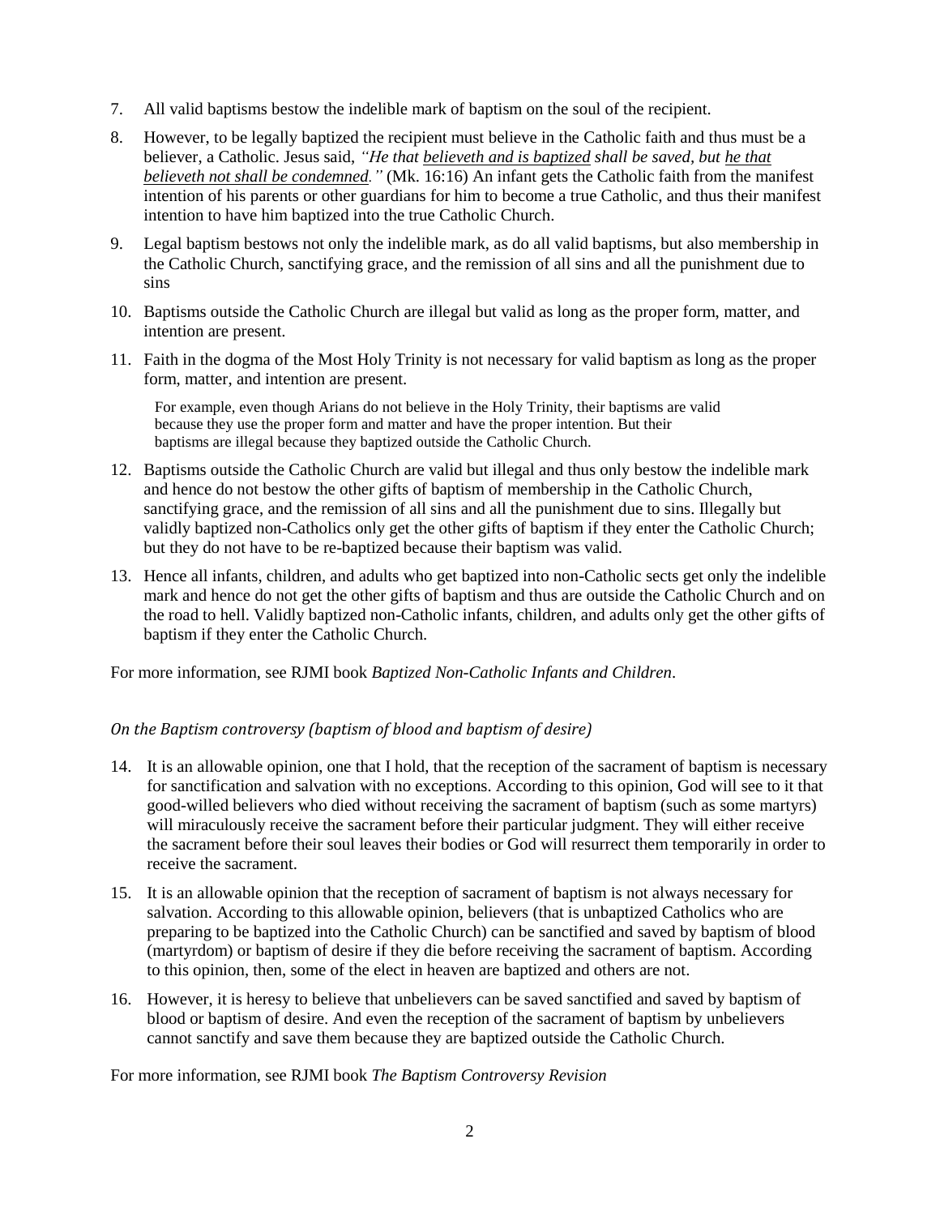7. All valid baptisms bestow the indelible mark of baptism on the soul of the recipient.

8. However, to be legally baptized the recipient must believe in the Catholic faith and thus must be a believer, a Catholic. Jesus said, *"He that <u>believeth and is baptized</u> shall be saved, but <u>he that believeth not shall be condemned</u>."* (Mk. 16:16) An infant gets the Catholic faith from the manifest intention of his parents or other guardians for him to become a true Catholic, and thus their manifest intention to have him baptized into the true Catholic Church.

9. Legal baptism bestows not only the indelible mark, as do all valid baptisms, but also membership in the Catholic Church, sanctifying grace, and the remission of all sins and all the punishment due to sins

10. Baptisms outside the Catholic Church are illegal but valid as long as the proper form, matter, and intention are present.

11. Faith in the dogma of the Most Holy Trinity is not necessary for valid baptism as long as the proper form, matter, and intention are present.

    For example, even though Arians do not believe in the Holy Trinity, their baptisms are valid because they use the proper form and matter and have the proper intention. But their baptisms are illegal because they baptized outside the Catholic Church.

12. Baptisms outside the Catholic Church are valid but illegal and thus only bestow the indelible mark and hence do not bestow the other gifts of baptism of membership in the Catholic Church, sanctifying grace, and the remission of all sins and all the punishment due to sins. Illegally but validly baptized non-Catholics only get the other gifts of baptism if they enter the Catholic Church; but they do not have to be re-baptized because their baptism was valid.

13. Hence all infants, children, and adults who get baptized into non-Catholic sects get only the indelible mark and hence do not get the other gifts of baptism and thus are outside the Catholic Church and on the road to hell. Validly baptized non-Catholic infants, children, and adults only get the other gifts of baptism if they enter the Catholic Church.

For more information, see RJMI book *Baptized Non-Catholic Infants and Children*.

*On the Baptism controversy (baptism of blood and baptism of desire)*

14. It is an allowable opinion, one that I hold, that the reception of the sacrament of baptism is necessary for sanctification and salvation with no exceptions. According to this opinion, God will see to it that good-willed believers who died without receiving the sacrament of baptism (such as some martyrs) will miraculously receive the sacrament before their particular judgment. They will either receive the sacrament before their soul leaves their bodies or God will resurrect them temporarily in order to receive the sacrament.

15. It is an allowable opinion that the reception of sacrament of baptism is not always necessary for salvation. According to this allowable opinion, believers (that is unbaptized Catholics who are preparing to be baptized into the Catholic Church) can be sanctified and saved by baptism of blood (martyrdom) or baptism of desire if they die before receiving the sacrament of baptism. According to this opinion, then, some of the elect in heaven are baptized and others are not.

16. However, it is heresy to believe that unbelievers can be saved sanctified and saved by baptism of blood or baptism of desire. And even the reception of the sacrament of baptism by unbelievers cannot sanctify and save them because they are baptized outside the Catholic Church.

For more information, see RJMI book *The Baptism Controversy Revision*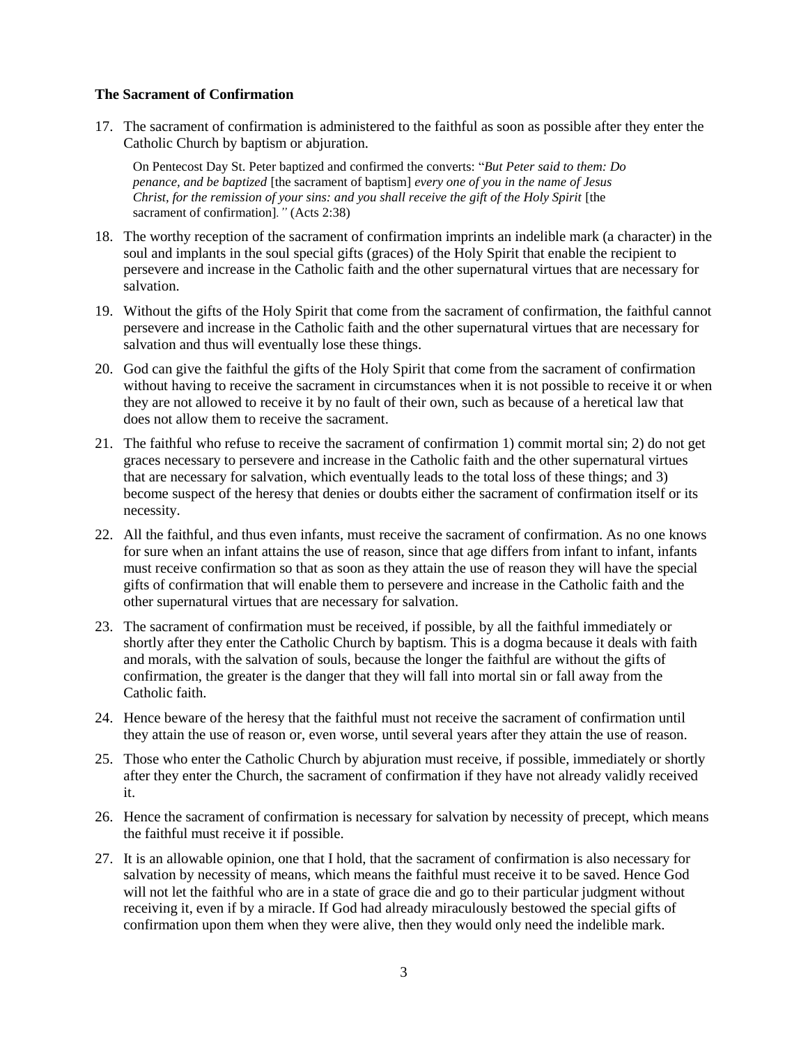**The Sacrament of Confirmation**

17. The sacrament of confirmation is administered to the faithful as soon as possible after they enter the Catholic Church by baptism or abjuration.

    On Pentecost Day St. Peter baptized and confirmed the converts: "*But Peter said to them: Do penance, and be baptized* [the sacrament of baptism] *every one of you in the name of Jesus Christ, for the remission of your sins: and you shall receive the gift of the Holy Spirit* [the sacrament of confirmation]*."* (Acts 2:38)

18. The worthy reception of the sacrament of confirmation imprints an indelible mark (a character) in the soul and implants in the soul special gifts (graces) of the Holy Spirit that enable the recipient to persevere and increase in the Catholic faith and the other supernatural virtues that are necessary for salvation.

19. Without the gifts of the Holy Spirit that come from the sacrament of confirmation, the faithful cannot persevere and increase in the Catholic faith and the other supernatural virtues that are necessary for salvation and thus will eventually lose these things.

20. God can give the faithful the gifts of the Holy Spirit that come from the sacrament of confirmation without having to receive the sacrament in circumstances when it is not possible to receive it or when they are not allowed to receive it by no fault of their own, such as because of a heretical law that does not allow them to receive the sacrament.

21. The faithful who refuse to receive the sacrament of confirmation 1) commit mortal sin; 2) do not get graces necessary to persevere and increase in the Catholic faith and the other supernatural virtues that are necessary for salvation, which eventually leads to the total loss of these things; and 3) become suspect of the heresy that denies or doubts either the sacrament of confirmation itself or its necessity.

22. All the faithful, and thus even infants, must receive the sacrament of confirmation. As no one knows for sure when an infant attains the use of reason, since that age differs from infant to infant, infants must receive confirmation so that as soon as they attain the use of reason they will have the special gifts of confirmation that will enable them to persevere and increase in the Catholic faith and the other supernatural virtues that are necessary for salvation.

23. The sacrament of confirmation must be received, if possible, by all the faithful immediately or shortly after they enter the Catholic Church by baptism. This is a dogma because it deals with faith and morals, with the salvation of souls, because the longer the faithful are without the gifts of confirmation, the greater is the danger that they will fall into mortal sin or fall away from the Catholic faith.

24. Hence beware of the heresy that the faithful must not receive the sacrament of confirmation until they attain the use of reason or, even worse, until several years after they attain the use of reason.

25. Those who enter the Catholic Church by abjuration must receive, if possible, immediately or shortly after they enter the Church, the sacrament of confirmation if they have not already validly received it.

26. Hence the sacrament of confirmation is necessary for salvation by necessity of precept, which means the faithful must receive it if possible.

27. It is an allowable opinion, one that I hold, that the sacrament of confirmation is also necessary for salvation by necessity of means, which means the faithful must receive it to be saved. Hence God will not let the faithful who are in a state of grace die and go to their particular judgment without receiving it, even if by a miracle. If God had already miraculously bestowed the special gifts of confirmation upon them when they were alive, then they would only need the indelible mark.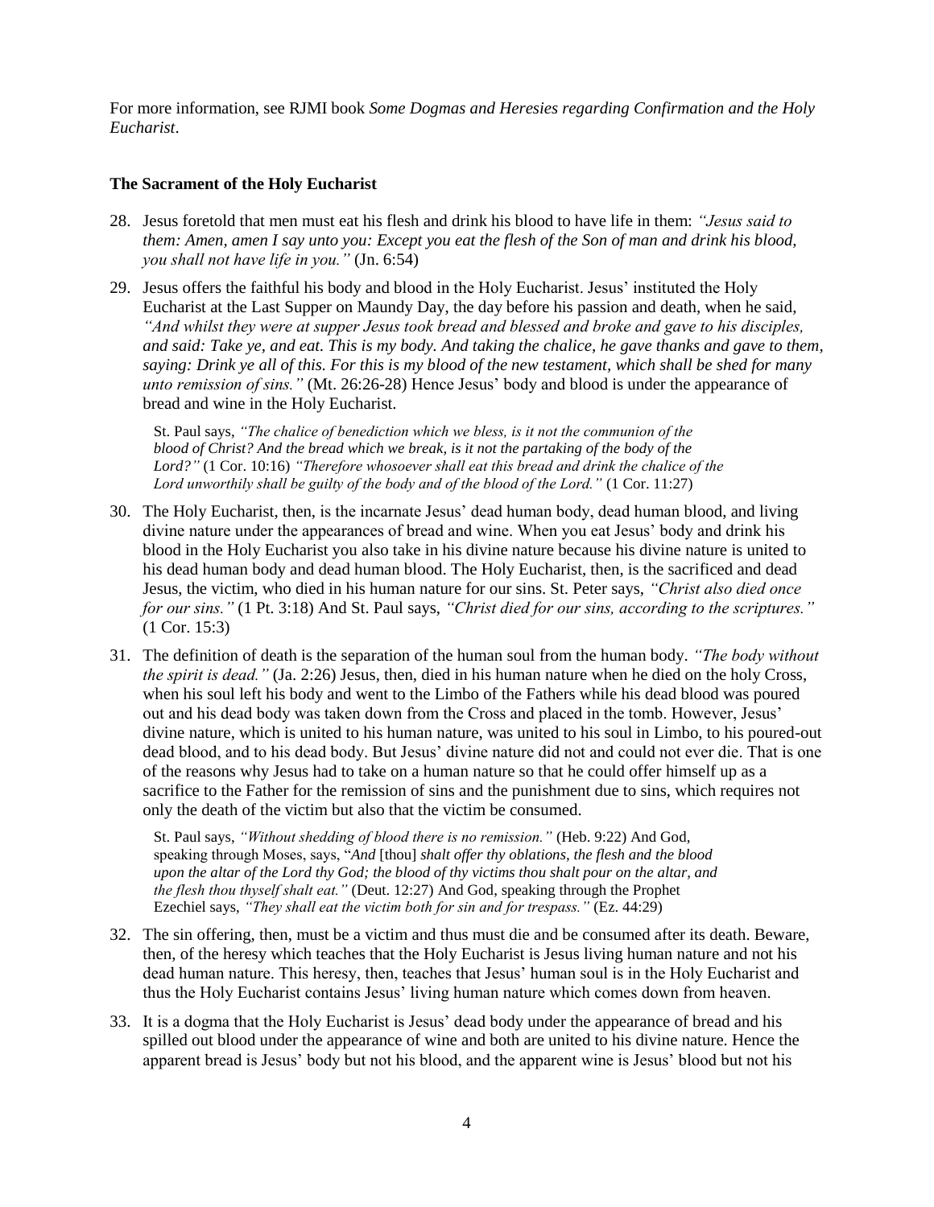For more information, see RJMI book *Some Dogmas and Heresies regarding Confirmation and the Holy Eucharist*.

**The Sacrament of the Holy Eucharist**

28. Jesus foretold that men must eat his flesh and drink his blood to have life in them: *"Jesus said to them: Amen, amen I say unto you: Except you eat the flesh of the Son of man and drink his blood, you shall not have life in you."* (Jn. 6:54)

29. Jesus offers the faithful his body and blood in the Holy Eucharist. Jesus' instituted the Holy Eucharist at the Last Supper on Maundy Day, the day before his passion and death, when he said, *"And whilst they were at supper Jesus took bread and blessed and broke and gave to his disciples, and said: Take ye, and eat. This is my body. And taking the chalice, he gave thanks and gave to them, saying: Drink ye all of this. For this is my blood of the new testament, which shall be shed for many unto remission of sins."* (Mt. 26:26-28) Hence Jesus' body and blood is under the appearance of bread and wine in the Holy Eucharist.

    St. Paul says, *"The chalice of benediction which we bless, is it not the communion of the blood of Christ? And the bread which we break, is it not the partaking of the body of the Lord?"* (1 Cor. 10:16) *"Therefore whosoever shall eat this bread and drink the chalice of the Lord unworthily shall be guilty of the body and of the blood of the Lord."* (1 Cor. 11:27)

30. The Holy Eucharist, then, is the incarnate Jesus' dead human body, dead human blood, and living divine nature under the appearances of bread and wine. When you eat Jesus' body and drink his blood in the Holy Eucharist you also take in his divine nature because his divine nature is united to his dead human body and dead human blood. The Holy Eucharist, then, is the sacrificed and dead Jesus, the victim, who died in his human nature for our sins. St. Peter says, *"Christ also died once for our sins."* (1 Pt. 3:18) And St. Paul says, *"Christ died for our sins, according to the scriptures."* (1 Cor. 15:3)

31. The definition of death is the separation of the human soul from the human body. *"The body without the spirit is dead."* (Ja. 2:26) Jesus, then, died in his human nature when he died on the holy Cross, when his soul left his body and went to the Limbo of the Fathers while his dead blood was poured out and his dead body was taken down from the Cross and placed in the tomb. However, Jesus' divine nature, which is united to his human nature, was united to his soul in Limbo, to his poured-out dead blood, and to his dead body. But Jesus' divine nature did not and could not ever die. That is one of the reasons why Jesus had to take on a human nature so that he could offer himself up as a sacrifice to the Father for the remission of sins and the punishment due to sins, which requires not only the death of the victim but also that the victim be consumed.

    St. Paul says, *"Without shedding of blood there is no remission."* (Heb. 9:22) And God, speaking through Moses, says, "*And* [thou] *shalt offer thy oblations, the flesh and the blood upon the altar of the Lord thy God; the blood of thy victims thou shalt pour on the altar, and the flesh thou thyself shalt eat."* (Deut. 12:27) And God, speaking through the Prophet Ezechiel says, *"They shall eat the victim both for sin and for trespass."* (Ez. 44:29)

32. The sin offering, then, must be a victim and thus must die and be consumed after its death. Beware, then, of the heresy which teaches that the Holy Eucharist is Jesus living human nature and not his dead human nature. This heresy, then, teaches that Jesus' human soul is in the Holy Eucharist and thus the Holy Eucharist contains Jesus' living human nature which comes down from heaven.

33. It is a dogma that the Holy Eucharist is Jesus' dead body under the appearance of bread and his spilled out blood under the appearance of wine and both are united to his divine nature. Hence the apparent bread is Jesus' body but not his blood, and the apparent wine is Jesus' blood but not his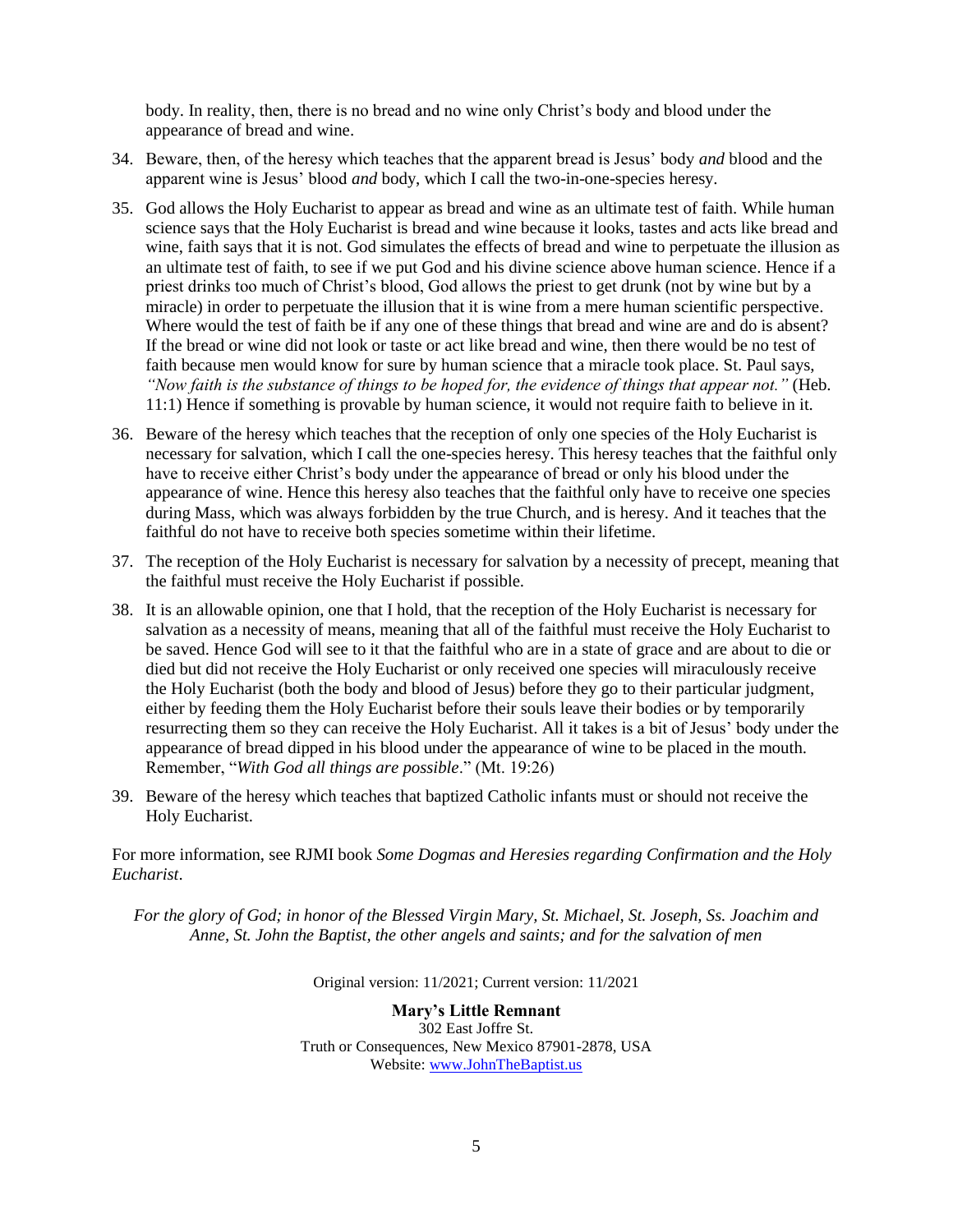body. In reality, then, there is no bread and no wine only Christ's body and blood under the appearance of bread and wine.

34. Beware, then, of the heresy which teaches that the apparent bread is Jesus' body *and* blood and the apparent wine is Jesus' blood *and* body, which I call the two-in-one-species heresy.

35. God allows the Holy Eucharist to appear as bread and wine as an ultimate test of faith. While human science says that the Holy Eucharist is bread and wine because it looks, tastes and acts like bread and wine, faith says that it is not. God simulates the effects of bread and wine to perpetuate the illusion as an ultimate test of faith, to see if we put God and his divine science above human science. Hence if a priest drinks too much of Christ's blood, God allows the priest to get drunk (not by wine but by a miracle) in order to perpetuate the illusion that it is wine from a mere human scientific perspective. Where would the test of faith be if any one of these things that bread and wine are and do is absent? If the bread or wine did not look or taste or act like bread and wine, then there would be no test of faith because men would know for sure by human science that a miracle took place. St. Paul says, *"Now faith is the substance of things to be hoped for, the evidence of things that appear not."* (Heb. 11:1) Hence if something is provable by human science, it would not require faith to believe in it.

36. Beware of the heresy which teaches that the reception of only one species of the Holy Eucharist is necessary for salvation, which I call the one-species heresy. This heresy teaches that the faithful only have to receive either Christ's body under the appearance of bread or only his blood under the appearance of wine. Hence this heresy also teaches that the faithful only have to receive one species during Mass, which was always forbidden by the true Church, and is heresy. And it teaches that the faithful do not have to receive both species sometime within their lifetime.

37. The reception of the Holy Eucharist is necessary for salvation by a necessity of precept, meaning that the faithful must receive the Holy Eucharist if possible.

38. It is an allowable opinion, one that I hold, that the reception of the Holy Eucharist is necessary for salvation as a necessity of means, meaning that all of the faithful must receive the Holy Eucharist to be saved. Hence God will see to it that the faithful who are in a state of grace and are about to die or died but did not receive the Holy Eucharist or only received one species will miraculously receive the Holy Eucharist (both the body and blood of Jesus) before they go to their particular judgment, either by feeding them the Holy Eucharist before their souls leave their bodies or by temporarily resurrecting them so they can receive the Holy Eucharist. All it takes is a bit of Jesus' body under the appearance of bread dipped in his blood under the appearance of wine to be placed in the mouth. Remember, "*With God all things are possible*." (Mt. 19:26)

39. Beware of the heresy which teaches that baptized Catholic infants must or should not receive the Holy Eucharist.

For more information, see RJMI book *Some Dogmas and Heresies regarding Confirmation and the Holy Eucharist*.

*For the glory of God; in honor of the Blessed Virgin Mary, St. Michael, St. Joseph, Ss. Joachim and Anne, St. John the Baptist, the other angels and saints; and for the salvation of men*

Original version: 11/2021; Current version: 11/2021

**Mary's Little Remnant**
302 East Joffre St.
Truth or Consequences, New Mexico 87901-2878, USA
Website: www.JohnTheBaptist.us